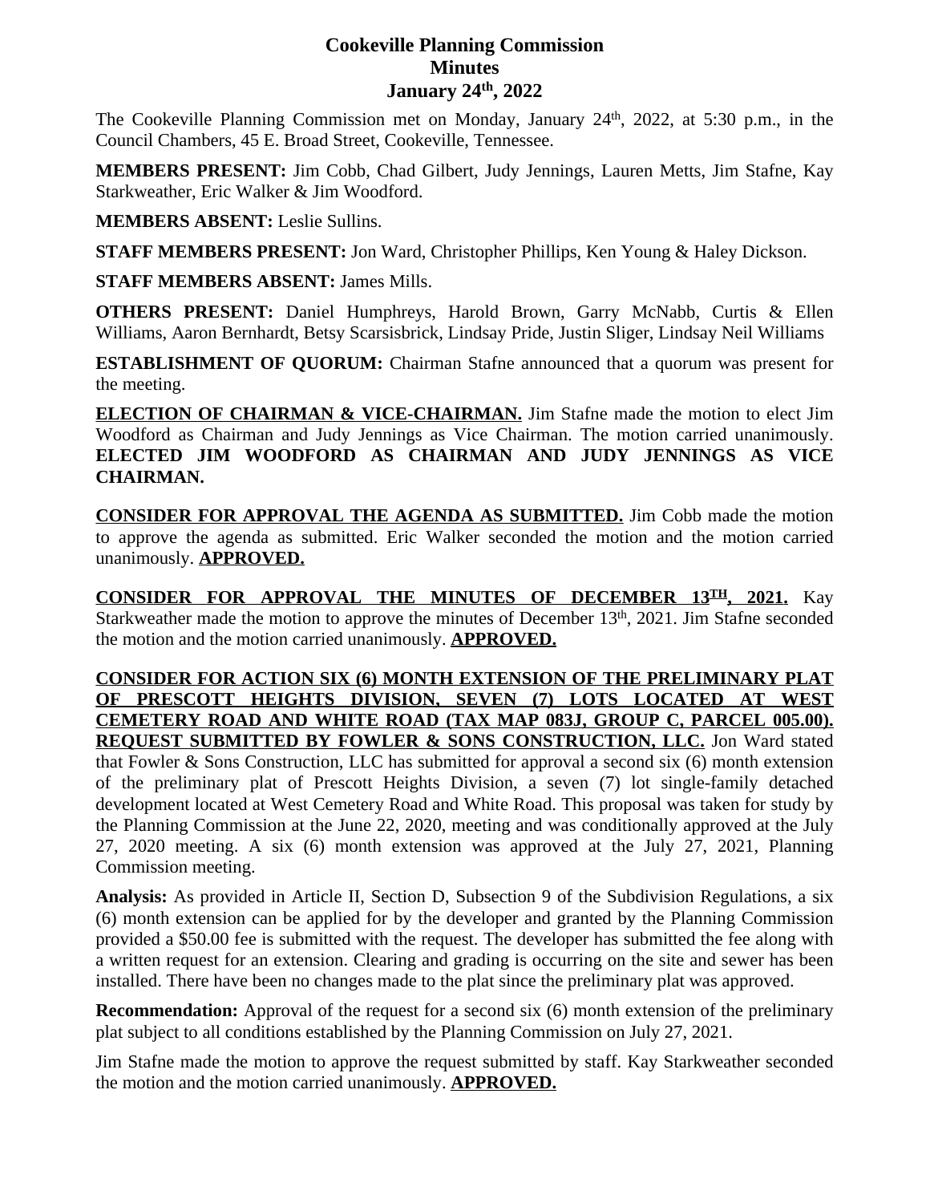# Cookeville Planning Commission
# Minutes
# January 24th, 2022

The Cookeville Planning Commission met on Monday, January 24th, 2022, at 5:30 p.m., in the Council Chambers, 45 E. Broad Street, Cookeville, Tennessee.

**MEMBERS PRESENT:** Jim Cobb, Chad Gilbert, Judy Jennings, Lauren Metts, Jim Stafne, Kay Starkweather, Eric Walker & Jim Woodford.

**MEMBERS ABSENT:** Leslie Sullins.

**STAFF MEMBERS PRESENT:** Jon Ward, Christopher Phillips, Ken Young & Haley Dickson.

**STAFF MEMBERS ABSENT:** James Mills.

**OTHERS PRESENT:** Daniel Humphreys, Harold Brown, Garry McNabb, Curtis & Ellen Williams, Aaron Bernhardt, Betsy Scarsisbrick, Lindsay Pride, Justin Sliger, Lindsay Neil Williams

**ESTABLISHMENT OF QUORUM:** Chairman Stafne announced that a quorum was present for the meeting.

**ELECTION OF CHAIRMAN & VICE-CHAIRMAN.** Jim Stafne made the motion to elect Jim Woodford as Chairman and Judy Jennings as Vice Chairman. The motion carried unanimously. **ELECTED JIM WOODFORD AS CHAIRMAN AND JUDY JENNINGS AS VICE CHAIRMAN.**

**CONSIDER FOR APPROVAL THE AGENDA AS SUBMITTED.** Jim Cobb made the motion to approve the agenda as submitted. Eric Walker seconded the motion and the motion carried unanimously. **APPROVED.**

**CONSIDER FOR APPROVAL THE MINUTES OF DECEMBER 13TH, 2021.** Kay Starkweather made the motion to approve the minutes of December 13th, 2021. Jim Stafne seconded the motion and the motion carried unanimously. **APPROVED.**

**CONSIDER FOR ACTION SIX (6) MONTH EXTENSION OF THE PRELIMINARY PLAT OF PRESCOTT HEIGHTS DIVISION, SEVEN (7) LOTS LOCATED AT WEST CEMETERY ROAD AND WHITE ROAD (TAX MAP 083J, GROUP C, PARCEL 005.00). REQUEST SUBMITTED BY FOWLER & SONS CONSTRUCTION, LLC.** Jon Ward stated that Fowler & Sons Construction, LLC has submitted for approval a second six (6) month extension of the preliminary plat of Prescott Heights Division, a seven (7) lot single-family detached development located at West Cemetery Road and White Road. This proposal was taken for study by the Planning Commission at the June 22, 2020, meeting and was conditionally approved at the July 27, 2020 meeting. A six (6) month extension was approved at the July 27, 2021, Planning Commission meeting.

**Analysis:** As provided in Article II, Section D, Subsection 9 of the Subdivision Regulations, a six (6) month extension can be applied for by the developer and granted by the Planning Commission provided a $50.00 fee is submitted with the request. The developer has submitted the fee along with a written request for an extension. Clearing and grading is occurring on the site and sewer has been installed. There have been no changes made to the plat since the preliminary plat was approved.

**Recommendation:** Approval of the request for a second six (6) month extension of the preliminary plat subject to all conditions established by the Planning Commission on July 27, 2021.

Jim Stafne made the motion to approve the request submitted by staff. Kay Starkweather seconded the motion and the motion carried unanimously. **APPROVED.**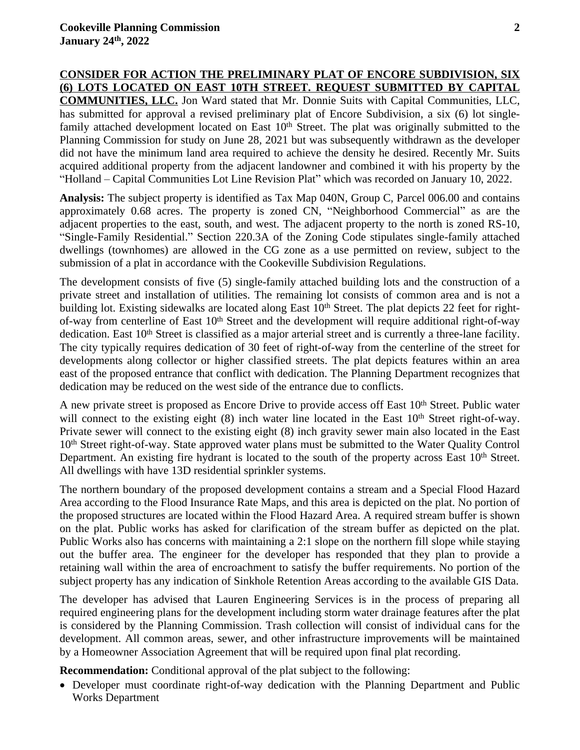**CONSIDER FOR ACTION THE PRELIMINARY PLAT OF ENCORE SUBDIVISION, SIX (6) LOTS LOCATED ON EAST 10TH STREET. REQUEST SUBMITTED BY CAPITAL COMMUNITIES, LLC.** Jon Ward stated that Mr. Donnie Suits with Capital Communities, LLC, has submitted for approval a revised preliminary plat of Encore Subdivision, a six (6) lot single-family attached development located on East 10th Street. The plat was originally submitted to the Planning Commission for study on June 28, 2021 but was subsequently withdrawn as the developer did not have the minimum land area required to achieve the density he desired. Recently Mr. Suits acquired additional property from the adjacent landowner and combined it with his property by the "Holland – Capital Communities Lot Line Revision Plat" which was recorded on January 10, 2022.

**Analysis:** The subject property is identified as Tax Map 040N, Group C, Parcel 006.00 and contains approximately 0.68 acres. The property is zoned CN, "Neighborhood Commercial" as are the adjacent properties to the east, south, and west. The adjacent property to the north is zoned RS-10, "Single-Family Residential." Section 220.3A of the Zoning Code stipulates single-family attached dwellings (townhomes) are allowed in the CG zone as a use permitted on review, subject to the submission of a plat in accordance with the Cookeville Subdivision Regulations.

The development consists of five (5) single-family attached building lots and the construction of a private street and installation of utilities. The remaining lot consists of common area and is not a building lot. Existing sidewalks are located along East 10th Street. The plat depicts 22 feet for right-of-way from centerline of East 10th Street and the development will require additional right-of-way dedication. East 10th Street is classified as a major arterial street and is currently a three-lane facility. The city typically requires dedication of 30 feet of right-of-way from the centerline of the street for developments along collector or higher classified streets. The plat depicts features within an area east of the proposed entrance that conflict with dedication. The Planning Department recognizes that dedication may be reduced on the west side of the entrance due to conflicts.

A new private street is proposed as Encore Drive to provide access off East 10th Street. Public water will connect to the existing eight (8) inch water line located in the East 10th Street right-of-way. Private sewer will connect to the existing eight (8) inch gravity sewer main also located in the East 10th Street right-of-way. State approved water plans must be submitted to the Water Quality Control Department. An existing fire hydrant is located to the south of the property across East 10th Street. All dwellings with have 13D residential sprinkler systems.

The northern boundary of the proposed development contains a stream and a Special Flood Hazard Area according to the Flood Insurance Rate Maps, and this area is depicted on the plat. No portion of the proposed structures are located within the Flood Hazard Area. A required stream buffer is shown on the plat. Public works has asked for clarification of the stream buffer as depicted on the plat. Public Works also has concerns with maintaining a 2:1 slope on the northern fill slope while staying out the buffer area. The engineer for the developer has responded that they plan to provide a retaining wall within the area of encroachment to satisfy the buffer requirements. No portion of the subject property has any indication of Sinkhole Retention Areas according to the available GIS Data.

The developer has advised that Lauren Engineering Services is in the process of preparing all required engineering plans for the development including storm water drainage features after the plat is considered by the Planning Commission. Trash collection will consist of individual cans for the development. All common areas, sewer, and other infrastructure improvements will be maintained by a Homeowner Association Agreement that will be required upon final plat recording.

**Recommendation:** Conditional approval of the plat subject to the following:

- Developer must coordinate right-of-way dedication with the Planning Department and Public Works Department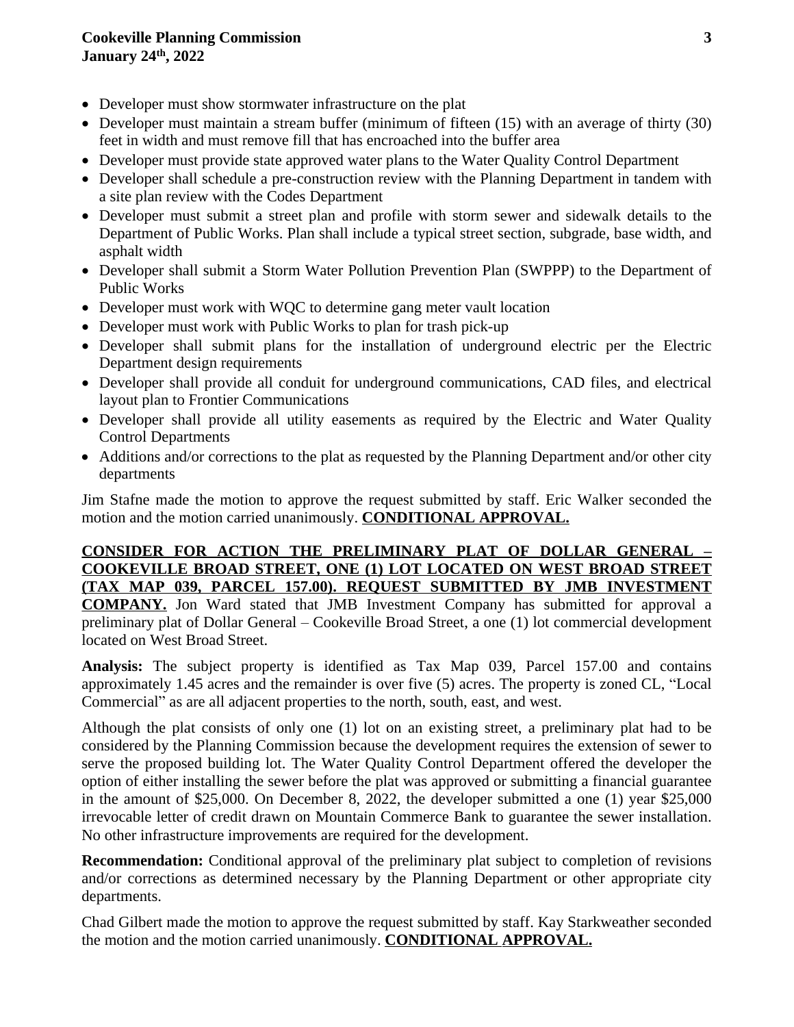- Developer must show stormwater infrastructure on the plat
- Developer must maintain a stream buffer (minimum of fifteen (15) with an average of thirty (30) feet in width and must remove fill that has encroached into the buffer area
- Developer must provide state approved water plans to the Water Quality Control Department
- Developer shall schedule a pre-construction review with the Planning Department in tandem with a site plan review with the Codes Department
- Developer must submit a street plan and profile with storm sewer and sidewalk details to the Department of Public Works. Plan shall include a typical street section, subgrade, base width, and asphalt width
- Developer shall submit a Storm Water Pollution Prevention Plan (SWPPP) to the Department of Public Works
- Developer must work with WQC to determine gang meter vault location
- Developer must work with Public Works to plan for trash pick-up
- Developer shall submit plans for the installation of underground electric per the Electric Department design requirements
- Developer shall provide all conduit for underground communications, CAD files, and electrical layout plan to Frontier Communications
- Developer shall provide all utility easements as required by the Electric and Water Quality Control Departments
- Additions and/or corrections to the plat as requested by the Planning Department and/or other city departments

Jim Stafne made the motion to approve the request submitted by staff. Eric Walker seconded the motion and the motion carried unanimously. **CONDITIONAL APPROVAL.**

**CONSIDER FOR ACTION THE PRELIMINARY PLAT OF DOLLAR GENERAL – COOKEVILLE BROAD STREET, ONE (1) LOT LOCATED ON WEST BROAD STREET (TAX MAP 039, PARCEL 157.00). REQUEST SUBMITTED BY JMB INVESTMENT COMPANY.** Jon Ward stated that JMB Investment Company has submitted for approval a preliminary plat of Dollar General – Cookeville Broad Street, a one (1) lot commercial development located on West Broad Street.

**Analysis:** The subject property is identified as Tax Map 039, Parcel 157.00 and contains approximately 1.45 acres and the remainder is over five (5) acres. The property is zoned CL, "Local Commercial" as are all adjacent properties to the north, south, east, and west.

Although the plat consists of only one (1) lot on an existing street, a preliminary plat had to be considered by the Planning Commission because the development requires the extension of sewer to serve the proposed building lot. The Water Quality Control Department offered the developer the option of either installing the sewer before the plat was approved or submitting a financial guarantee in the amount of $25,000. On December 8, 2022, the developer submitted a one (1) year $25,000 irrevocable letter of credit drawn on Mountain Commerce Bank to guarantee the sewer installation. No other infrastructure improvements are required for the development.

**Recommendation:** Conditional approval of the preliminary plat subject to completion of revisions and/or corrections as determined necessary by the Planning Department or other appropriate city departments.

Chad Gilbert made the motion to approve the request submitted by staff. Kay Starkweather seconded the motion and the motion carried unanimously. **CONDITIONAL APPROVAL.**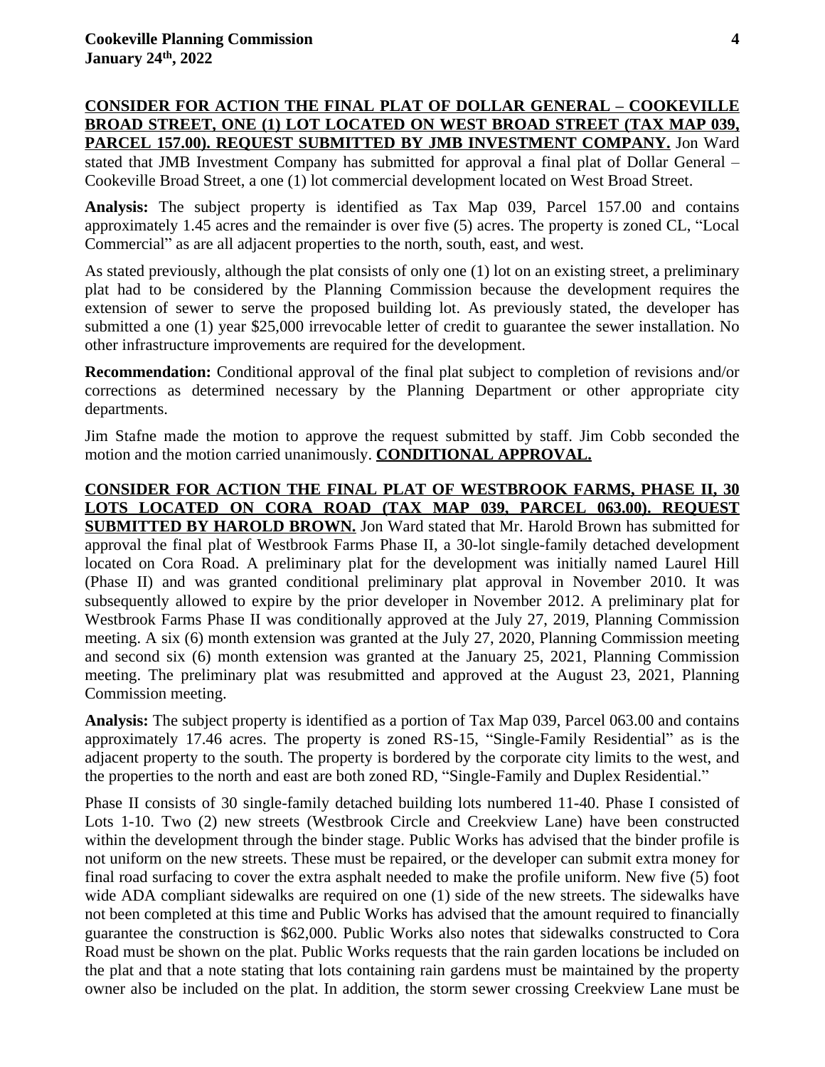**CONSIDER FOR ACTION THE FINAL PLAT OF DOLLAR GENERAL – COOKEVILLE BROAD STREET, ONE (1) LOT LOCATED ON WEST BROAD STREET (TAX MAP 039, PARCEL 157.00). REQUEST SUBMITTED BY JMB INVESTMENT COMPANY.** Jon Ward stated that JMB Investment Company has submitted for approval a final plat of Dollar General – Cookeville Broad Street, a one (1) lot commercial development located on West Broad Street.

**Analysis:** The subject property is identified as Tax Map 039, Parcel 157.00 and contains approximately 1.45 acres and the remainder is over five (5) acres. The property is zoned CL, "Local Commercial" as are all adjacent properties to the north, south, east, and west.

As stated previously, although the plat consists of only one (1) lot on an existing street, a preliminary plat had to be considered by the Planning Commission because the development requires the extension of sewer to serve the proposed building lot. As previously stated, the developer has submitted a one (1) year $25,000 irrevocable letter of credit to guarantee the sewer installation. No other infrastructure improvements are required for the development.

**Recommendation:** Conditional approval of the final plat subject to completion of revisions and/or corrections as determined necessary by the Planning Department or other appropriate city departments.

Jim Stafne made the motion to approve the request submitted by staff. Jim Cobb seconded the motion and the motion carried unanimously. **CONDITIONAL APPROVAL.**

**CONSIDER FOR ACTION THE FINAL PLAT OF WESTBROOK FARMS, PHASE II, 30 LOTS LOCATED ON CORA ROAD (TAX MAP 039, PARCEL 063.00). REQUEST SUBMITTED BY HAROLD BROWN.** Jon Ward stated that Mr. Harold Brown has submitted for approval the final plat of Westbrook Farms Phase II, a 30-lot single-family detached development located on Cora Road. A preliminary plat for the development was initially named Laurel Hill (Phase II) and was granted conditional preliminary plat approval in November 2010. It was subsequently allowed to expire by the prior developer in November 2012. A preliminary plat for Westbrook Farms Phase II was conditionally approved at the July 27, 2019, Planning Commission meeting. A six (6) month extension was granted at the July 27, 2020, Planning Commission meeting and second six (6) month extension was granted at the January 25, 2021, Planning Commission meeting. The preliminary plat was resubmitted and approved at the August 23, 2021, Planning Commission meeting.

**Analysis:** The subject property is identified as a portion of Tax Map 039, Parcel 063.00 and contains approximately 17.46 acres. The property is zoned RS-15, "Single-Family Residential" as is the adjacent property to the south. The property is bordered by the corporate city limits to the west, and the properties to the north and east are both zoned RD, "Single-Family and Duplex Residential."

Phase II consists of 30 single-family detached building lots numbered 11-40. Phase I consisted of Lots 1-10. Two (2) new streets (Westbrook Circle and Creekview Lane) have been constructed within the development through the binder stage. Public Works has advised that the binder profile is not uniform on the new streets. These must be repaired, or the developer can submit extra money for final road surfacing to cover the extra asphalt needed to make the profile uniform. New five (5) foot wide ADA compliant sidewalks are required on one (1) side of the new streets. The sidewalks have not been completed at this time and Public Works has advised that the amount required to financially guarantee the construction is $62,000. Public Works also notes that sidewalks constructed to Cora Road must be shown on the plat. Public Works requests that the rain garden locations be included on the plat and that a note stating that lots containing rain gardens must be maintained by the property owner also be included on the plat. In addition, the storm sewer crossing Creekview Lane must be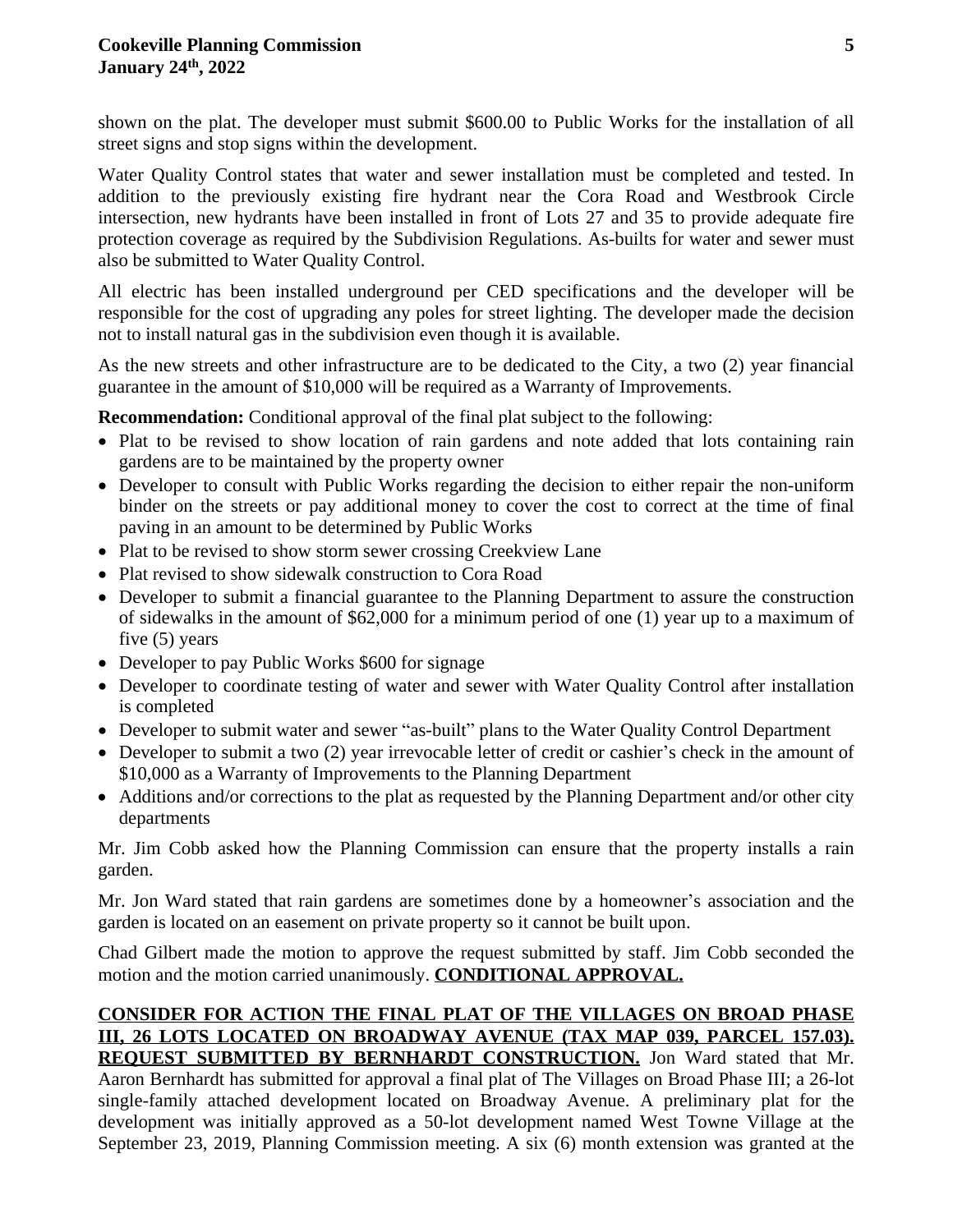shown on the plat. The developer must submit $600.00 to Public Works for the installation of all street signs and stop signs within the development.

Water Quality Control states that water and sewer installation must be completed and tested. In addition to the previously existing fire hydrant near the Cora Road and Westbrook Circle intersection, new hydrants have been installed in front of Lots 27 and 35 to provide adequate fire protection coverage as required by the Subdivision Regulations. As-builts for water and sewer must also be submitted to Water Quality Control.

All electric has been installed underground per CED specifications and the developer will be responsible for the cost of upgrading any poles for street lighting. The developer made the decision not to install natural gas in the subdivision even though it is available.

As the new streets and other infrastructure are to be dedicated to the City, a two (2) year financial guarantee in the amount of $10,000 will be required as a Warranty of Improvements.

**Recommendation:** Conditional approval of the final plat subject to the following:

- Plat to be revised to show location of rain gardens and note added that lots containing rain gardens are to be maintained by the property owner
- Developer to consult with Public Works regarding the decision to either repair the non-uniform binder on the streets or pay additional money to cover the cost to correct at the time of final paving in an amount to be determined by Public Works
- Plat to be revised to show storm sewer crossing Creekview Lane
- Plat revised to show sidewalk construction to Cora Road
- Developer to submit a financial guarantee to the Planning Department to assure the construction of sidewalks in the amount of $62,000 for a minimum period of one (1) year up to a maximum of five (5) years
- Developer to pay Public Works $600 for signage
- Developer to coordinate testing of water and sewer with Water Quality Control after installation is completed
- Developer to submit water and sewer "as-built" plans to the Water Quality Control Department
- Developer to submit a two (2) year irrevocable letter of credit or cashier's check in the amount of $10,000 as a Warranty of Improvements to the Planning Department
- Additions and/or corrections to the plat as requested by the Planning Department and/or other city departments

Mr. Jim Cobb asked how the Planning Commission can ensure that the property installs a rain garden.

Mr. Jon Ward stated that rain gardens are sometimes done by a homeowner's association and the garden is located on an easement on private property so it cannot be built upon.

Chad Gilbert made the motion to approve the request submitted by staff. Jim Cobb seconded the motion and the motion carried unanimously. **CONDITIONAL APPROVAL.**

**CONSIDER FOR ACTION THE FINAL PLAT OF THE VILLAGES ON BROAD PHASE III, 26 LOTS LOCATED ON BROADWAY AVENUE (TAX MAP 039, PARCEL 157.03). REQUEST SUBMITTED BY BERNHARDT CONSTRUCTION.** Jon Ward stated that Mr. Aaron Bernhardt has submitted for approval a final plat of The Villages on Broad Phase III; a 26-lot single-family attached development located on Broadway Avenue. A preliminary plat for the development was initially approved as a 50-lot development named West Towne Village at the September 23, 2019, Planning Commission meeting. A six (6) month extension was granted at the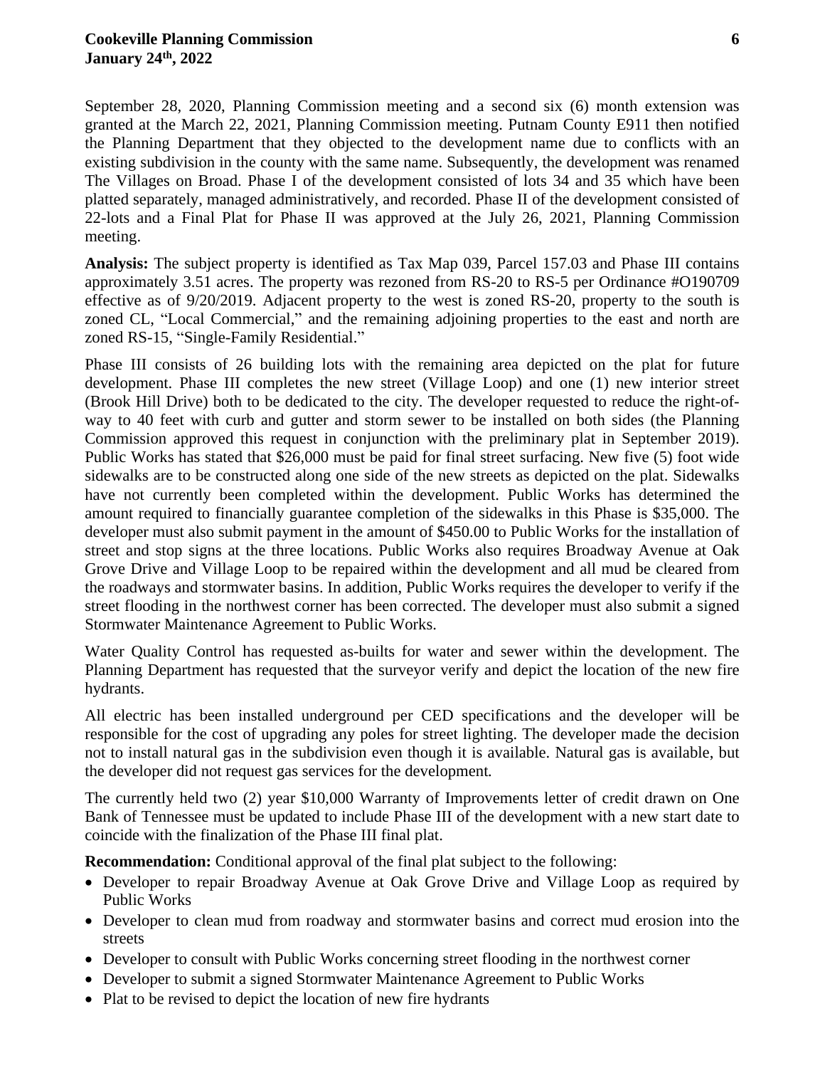September 28, 2020, Planning Commission meeting and a second six (6) month extension was granted at the March 22, 2021, Planning Commission meeting. Putnam County E911 then notified the Planning Department that they objected to the development name due to conflicts with an existing subdivision in the county with the same name. Subsequently, the development was renamed The Villages on Broad. Phase I of the development consisted of lots 34 and 35 which have been platted separately, managed administratively, and recorded. Phase II of the development consisted of 22-lots and a Final Plat for Phase II was approved at the July 26, 2021, Planning Commission meeting.

**Analysis:** The subject property is identified as Tax Map 039, Parcel 157.03 and Phase III contains approximately 3.51 acres. The property was rezoned from RS-20 to RS-5 per Ordinance #O190709 effective as of 9/20/2019. Adjacent property to the west is zoned RS-20, property to the south is zoned CL, "Local Commercial," and the remaining adjoining properties to the east and north are zoned RS-15, "Single-Family Residential."

Phase III consists of 26 building lots with the remaining area depicted on the plat for future development. Phase III completes the new street (Village Loop) and one (1) new interior street (Brook Hill Drive) both to be dedicated to the city. The developer requested to reduce the right-of-way to 40 feet with curb and gutter and storm sewer to be installed on both sides (the Planning Commission approved this request in conjunction with the preliminary plat in September 2019). Public Works has stated that $26,000 must be paid for final street surfacing. New five (5) foot wide sidewalks are to be constructed along one side of the new streets as depicted on the plat. Sidewalks have not currently been completed within the development. Public Works has determined the amount required to financially guarantee completion of the sidewalks in this Phase is $35,000. The developer must also submit payment in the amount of $450.00 to Public Works for the installation of street and stop signs at the three locations. Public Works also requires Broadway Avenue at Oak Grove Drive and Village Loop to be repaired within the development and all mud be cleared from the roadways and stormwater basins. In addition, Public Works requires the developer to verify if the street flooding in the northwest corner has been corrected. The developer must also submit a signed Stormwater Maintenance Agreement to Public Works.

Water Quality Control has requested as-builts for water and sewer within the development. The Planning Department has requested that the surveyor verify and depict the location of the new fire hydrants.

All electric has been installed underground per CED specifications and the developer will be responsible for the cost of upgrading any poles for street lighting. The developer made the decision not to install natural gas in the subdivision even though it is available. Natural gas is available, but the developer did not request gas services for the development.

The currently held two (2) year $10,000 Warranty of Improvements letter of credit drawn on One Bank of Tennessee must be updated to include Phase III of the development with a new start date to coincide with the finalization of the Phase III final plat.

**Recommendation:** Conditional approval of the final plat subject to the following:

- Developer to repair Broadway Avenue at Oak Grove Drive and Village Loop as required by Public Works
- Developer to clean mud from roadway and stormwater basins and correct mud erosion into the streets
- Developer to consult with Public Works concerning street flooding in the northwest corner
- Developer to submit a signed Stormwater Maintenance Agreement to Public Works
- Plat to be revised to depict the location of new fire hydrants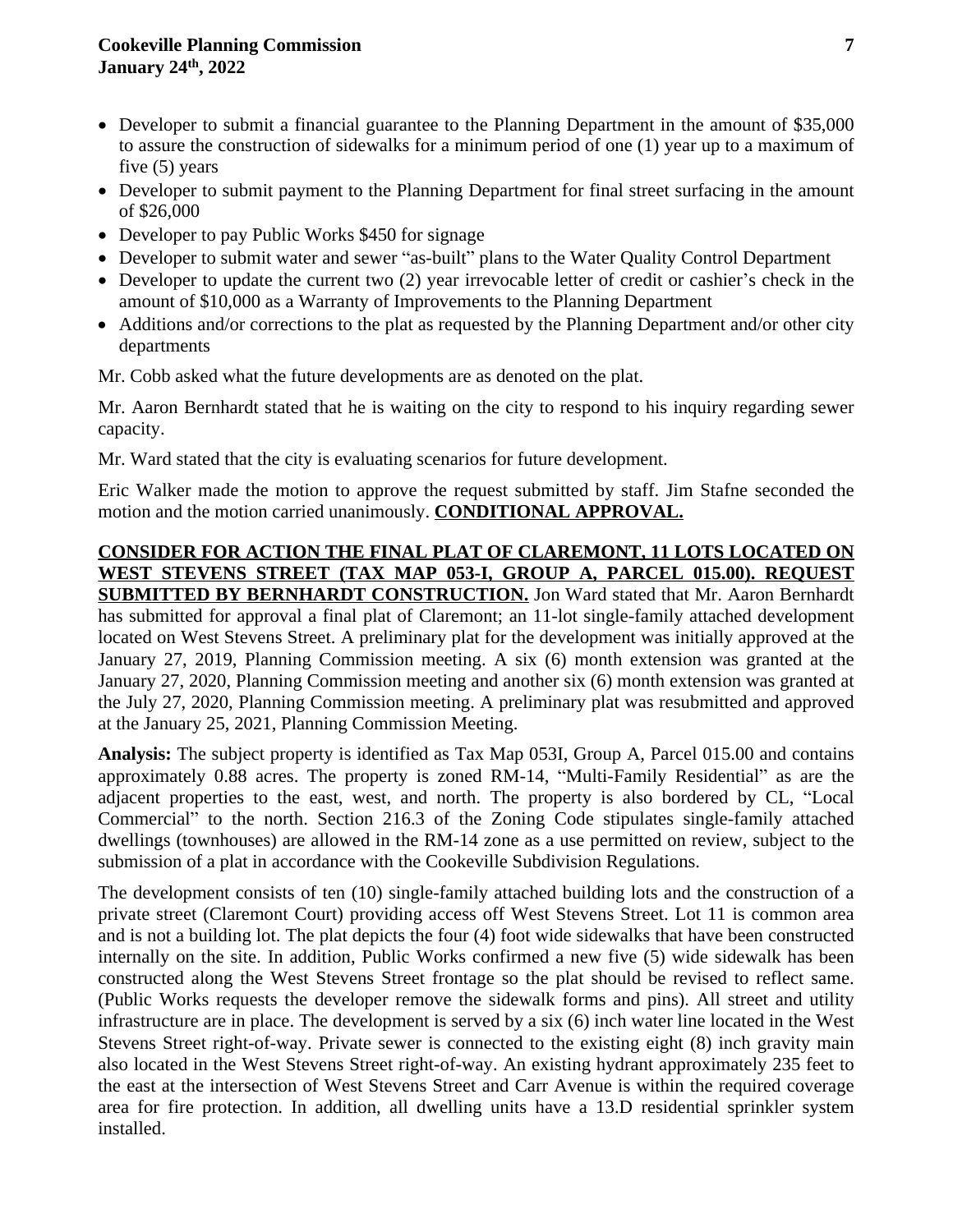- Developer to submit a financial guarantee to the Planning Department in the amount of $35,000 to assure the construction of sidewalks for a minimum period of one (1) year up to a maximum of five (5) years
- Developer to submit payment to the Planning Department for final street surfacing in the amount of $26,000
- Developer to pay Public Works $450 for signage
- Developer to submit water and sewer "as-built" plans to the Water Quality Control Department
- Developer to update the current two (2) year irrevocable letter of credit or cashier's check in the amount of $10,000 as a Warranty of Improvements to the Planning Department
- Additions and/or corrections to the plat as requested by the Planning Department and/or other city departments

Mr. Cobb asked what the future developments are as denoted on the plat.

Mr. Aaron Bernhardt stated that he is waiting on the city to respond to his inquiry regarding sewer capacity.

Mr. Ward stated that the city is evaluating scenarios for future development.

Eric Walker made the motion to approve the request submitted by staff. Jim Stafne seconded the motion and the motion carried unanimously. **CONDITIONAL APPROVAL.**

**CONSIDER FOR ACTION THE FINAL PLAT OF CLAREMONT, 11 LOTS LOCATED ON WEST STEVENS STREET (TAX MAP 053-I, GROUP A, PARCEL 015.00). REQUEST SUBMITTED BY BERNHARDT CONSTRUCTION.** Jon Ward stated that Mr. Aaron Bernhardt has submitted for approval a final plat of Claremont; an 11-lot single-family attached development located on West Stevens Street. A preliminary plat for the development was initially approved at the January 27, 2019, Planning Commission meeting. A six (6) month extension was granted at the January 27, 2020, Planning Commission meeting and another six (6) month extension was granted at the July 27, 2020, Planning Commission meeting. A preliminary plat was resubmitted and approved at the January 25, 2021, Planning Commission Meeting.

**Analysis:** The subject property is identified as Tax Map 053I, Group A, Parcel 015.00 and contains approximately 0.88 acres. The property is zoned RM-14, "Multi-Family Residential" as are the adjacent properties to the east, west, and north. The property is also bordered by CL, "Local Commercial" to the north. Section 216.3 of the Zoning Code stipulates single-family attached dwellings (townhouses) are allowed in the RM-14 zone as a use permitted on review, subject to the submission of a plat in accordance with the Cookeville Subdivision Regulations.

The development consists of ten (10) single-family attached building lots and the construction of a private street (Claremont Court) providing access off West Stevens Street. Lot 11 is common area and is not a building lot. The plat depicts the four (4) foot wide sidewalks that have been constructed internally on the site. In addition, Public Works confirmed a new five (5) wide sidewalk has been constructed along the West Stevens Street frontage so the plat should be revised to reflect same. (Public Works requests the developer remove the sidewalk forms and pins). All street and utility infrastructure are in place. The development is served by a six (6) inch water line located in the West Stevens Street right-of-way. Private sewer is connected to the existing eight (8) inch gravity main also located in the West Stevens Street right-of-way. An existing hydrant approximately 235 feet to the east at the intersection of West Stevens Street and Carr Avenue is within the required coverage area for fire protection. In addition, all dwelling units have a 13.D residential sprinkler system installed.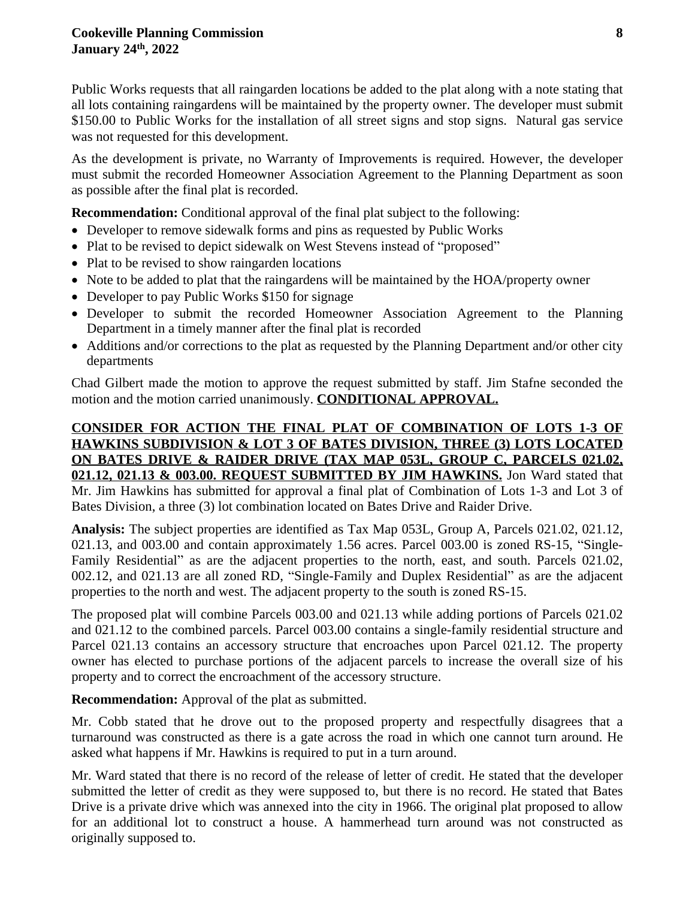Public Works requests that all raingarden locations be added to the plat along with a note stating that all lots containing raingardens will be maintained by the property owner. The developer must submit $150.00 to Public Works for the installation of all street signs and stop signs. Natural gas service was not requested for this development.

As the development is private, no Warranty of Improvements is required. However, the developer must submit the recorded Homeowner Association Agreement to the Planning Department as soon as possible after the final plat is recorded.

**Recommendation:** Conditional approval of the final plat subject to the following:

- Developer to remove sidewalk forms and pins as requested by Public Works
- Plat to be revised to depict sidewalk on West Stevens instead of "proposed"
- Plat to be revised to show raingarden locations
- Note to be added to plat that the raingardens will be maintained by the HOA/property owner
- Developer to pay Public Works $150 for signage
- Developer to submit the recorded Homeowner Association Agreement to the Planning Department in a timely manner after the final plat is recorded
- Additions and/or corrections to the plat as requested by the Planning Department and/or other city departments

Chad Gilbert made the motion to approve the request submitted by staff. Jim Stafne seconded the motion and the motion carried unanimously. **CONDITIONAL APPROVAL.**

**CONSIDER FOR ACTION THE FINAL PLAT OF COMBINATION OF LOTS 1-3 OF HAWKINS SUBDIVISION & LOT 3 OF BATES DIVISION, THREE (3) LOTS LOCATED ON BATES DRIVE & RAIDER DRIVE (TAX MAP 053L, GROUP C, PARCELS 021.02, 021.12, 021.13 & 003.00. REQUEST SUBMITTED BY JIM HAWKINS.** Jon Ward stated that Mr. Jim Hawkins has submitted for approval a final plat of Combination of Lots 1-3 and Lot 3 of Bates Division, a three (3) lot combination located on Bates Drive and Raider Drive.

**Analysis:** The subject properties are identified as Tax Map 053L, Group A, Parcels 021.02, 021.12, 021.13, and 003.00 and contain approximately 1.56 acres. Parcel 003.00 is zoned RS-15, "Single-Family Residential" as are the adjacent properties to the north, east, and south. Parcels 021.02, 002.12, and 021.13 are all zoned RD, "Single-Family and Duplex Residential" as are the adjacent properties to the north and west. The adjacent property to the south is zoned RS-15.

The proposed plat will combine Parcels 003.00 and 021.13 while adding portions of Parcels 021.02 and 021.12 to the combined parcels. Parcel 003.00 contains a single-family residential structure and Parcel 021.13 contains an accessory structure that encroaches upon Parcel 021.12. The property owner has elected to purchase portions of the adjacent parcels to increase the overall size of his property and to correct the encroachment of the accessory structure.

**Recommendation:** Approval of the plat as submitted.

Mr. Cobb stated that he drove out to the proposed property and respectfully disagrees that a turnaround was constructed as there is a gate across the road in which one cannot turn around. He asked what happens if Mr. Hawkins is required to put in a turn around.

Mr. Ward stated that there is no record of the release of letter of credit. He stated that the developer submitted the letter of credit as they were supposed to, but there is no record. He stated that Bates Drive is a private drive which was annexed into the city in 1966. The original plat proposed to allow for an additional lot to construct a house. A hammerhead turn around was not constructed as originally supposed to.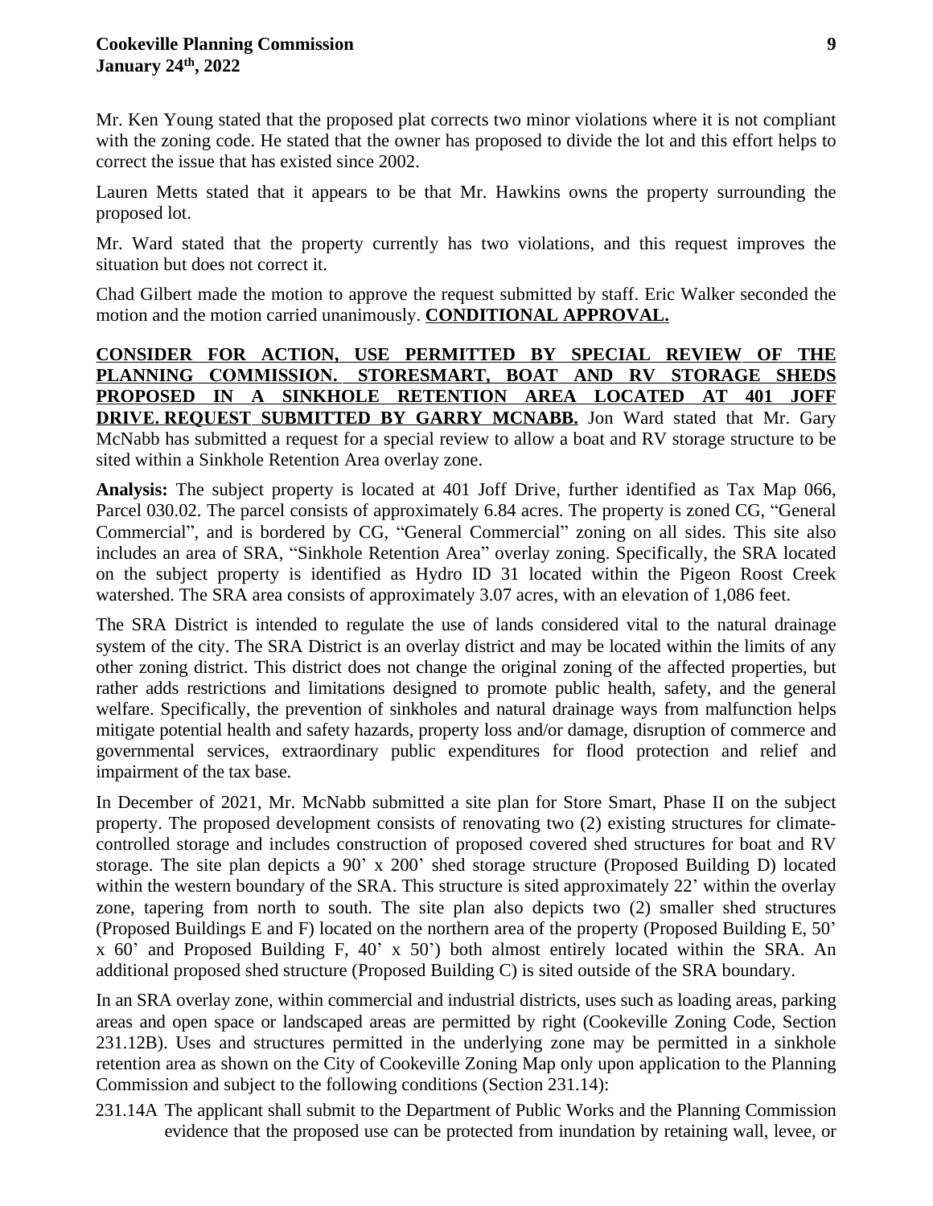Mr. Ken Young stated that the proposed plat corrects two minor violations where it is not compliant with the zoning code. He stated that the owner has proposed to divide the lot and this effort helps to correct the issue that has existed since 2002.

Lauren Metts stated that it appears to be that Mr. Hawkins owns the property surrounding the proposed lot.

Mr. Ward stated that the property currently has two violations, and this request improves the situation but does not correct it.

Chad Gilbert made the motion to approve the request submitted by staff. Eric Walker seconded the motion and the motion carried unanimously. **CONDITIONAL APPROVAL.**

**CONSIDER FOR ACTION, USE PERMITTED BY SPECIAL REVIEW OF THE PLANNING COMMISSION. STORESMART, BOAT AND RV STORAGE SHEDS PROPOSED IN A SINKHOLE RETENTION AREA LOCATED AT 401 JOFF DRIVE. REQUEST SUBMITTED BY GARRY MCNABB.** Jon Ward stated that Mr. Gary McNabb has submitted a request for a special review to allow a boat and RV storage structure to be sited within a Sinkhole Retention Area overlay zone.

**Analysis:** The subject property is located at 401 Joff Drive, further identified as Tax Map 066, Parcel 030.02. The parcel consists of approximately 6.84 acres. The property is zoned CG, "General Commercial", and is bordered by CG, "General Commercial" zoning on all sides. This site also includes an area of SRA, "Sinkhole Retention Area" overlay zoning. Specifically, the SRA located on the subject property is identified as Hydro ID 31 located within the Pigeon Roost Creek watershed. The SRA area consists of approximately 3.07 acres, with an elevation of 1,086 feet.

The SRA District is intended to regulate the use of lands considered vital to the natural drainage system of the city. The SRA District is an overlay district and may be located within the limits of any other zoning district. This district does not change the original zoning of the affected properties, but rather adds restrictions and limitations designed to promote public health, safety, and the general welfare. Specifically, the prevention of sinkholes and natural drainage ways from malfunction helps mitigate potential health and safety hazards, property loss and/or damage, disruption of commerce and governmental services, extraordinary public expenditures for flood protection and relief and impairment of the tax base.

In December of 2021, Mr. McNabb submitted a site plan for Store Smart, Phase II on the subject property. The proposed development consists of renovating two (2) existing structures for climate-controlled storage and includes construction of proposed covered shed structures for boat and RV storage. The site plan depicts a 90' x 200' shed storage structure (Proposed Building D) located within the western boundary of the SRA. This structure is sited approximately 22' within the overlay zone, tapering from north to south. The site plan also depicts two (2) smaller shed structures (Proposed Buildings E and F) located on the northern area of the property (Proposed Building E, 50' x 60' and Proposed Building F, 40' x 50') both almost entirely located within the SRA. An additional proposed shed structure (Proposed Building C) is sited outside of the SRA boundary.

In an SRA overlay zone, within commercial and industrial districts, uses such as loading areas, parking areas and open space or landscaped areas are permitted by right (Cookeville Zoning Code, Section 231.12B). Uses and structures permitted in the underlying zone may be permitted in a sinkhole retention area as shown on the City of Cookeville Zoning Map only upon application to the Planning Commission and subject to the following conditions (Section 231.14):

231.14A The applicant shall submit to the Department of Public Works and the Planning Commission evidence that the proposed use can be protected from inundation by retaining wall, levee, or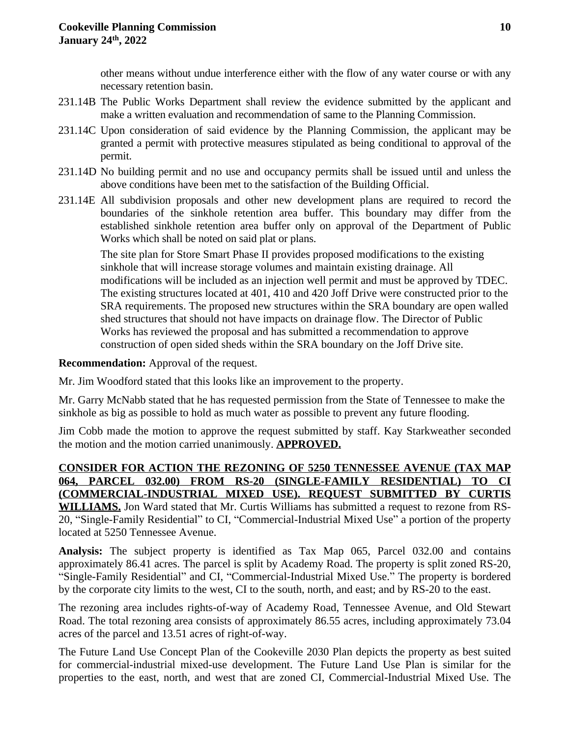other means without undue interference either with the flow of any water course or with any necessary retention basin.

231.14B The Public Works Department shall review the evidence submitted by the applicant and make a written evaluation and recommendation of same to the Planning Commission.

231.14C Upon consideration of said evidence by the Planning Commission, the applicant may be granted a permit with protective measures stipulated as being conditional to approval of the permit.

231.14D No building permit and no use and occupancy permits shall be issued until and unless the above conditions have been met to the satisfaction of the Building Official.

231.14E All subdivision proposals and other new development plans are required to record the boundaries of the sinkhole retention area buffer. This boundary may differ from the established sinkhole retention area buffer only on approval of the Department of Public Works which shall be noted on said plat or plans.

The site plan for Store Smart Phase II provides proposed modifications to the existing sinkhole that will increase storage volumes and maintain existing drainage. All modifications will be included as an injection well permit and must be approved by TDEC. The existing structures located at 401, 410 and 420 Joff Drive were constructed prior to the SRA requirements. The proposed new structures within the SRA boundary are open walled shed structures that should not have impacts on drainage flow. The Director of Public Works has reviewed the proposal and has submitted a recommendation to approve construction of open sided sheds within the SRA boundary on the Joff Drive site.

**Recommendation:** Approval of the request.

Mr. Jim Woodford stated that this looks like an improvement to the property.

Mr. Garry McNabb stated that he has requested permission from the State of Tennessee to make the sinkhole as big as possible to hold as much water as possible to prevent any future flooding.

Jim Cobb made the motion to approve the request submitted by staff. Kay Starkweather seconded the motion and the motion carried unanimously. **APPROVED.**

**CONSIDER FOR ACTION THE REZONING OF 5250 TENNESSEE AVENUE (TAX MAP 064, PARCEL 032.00) FROM RS-20 (SINGLE-FAMILY RESIDENTIAL) TO CI (COMMERCIAL-INDUSTRIAL MIXED USE). REQUEST SUBMITTED BY CURTIS WILLIAMS.** Jon Ward stated that Mr. Curtis Williams has submitted a request to rezone from RS-20, "Single-Family Residential" to CI, "Commercial-Industrial Mixed Use" a portion of the property located at 5250 Tennessee Avenue.

**Analysis:** The subject property is identified as Tax Map 065, Parcel 032.00 and contains approximately 86.41 acres. The parcel is split by Academy Road. The property is split zoned RS-20, "Single-Family Residential" and CI, "Commercial-Industrial Mixed Use." The property is bordered by the corporate city limits to the west, CI to the south, north, and east; and by RS-20 to the east.

The rezoning area includes rights-of-way of Academy Road, Tennessee Avenue, and Old Stewart Road. The total rezoning area consists of approximately 86.55 acres, including approximately 73.04 acres of the parcel and 13.51 acres of right-of-way.

The Future Land Use Concept Plan of the Cookeville 2030 Plan depicts the property as best suited for commercial-industrial mixed-use development. The Future Land Use Plan is similar for the properties to the east, north, and west that are zoned CI, Commercial-Industrial Mixed Use. The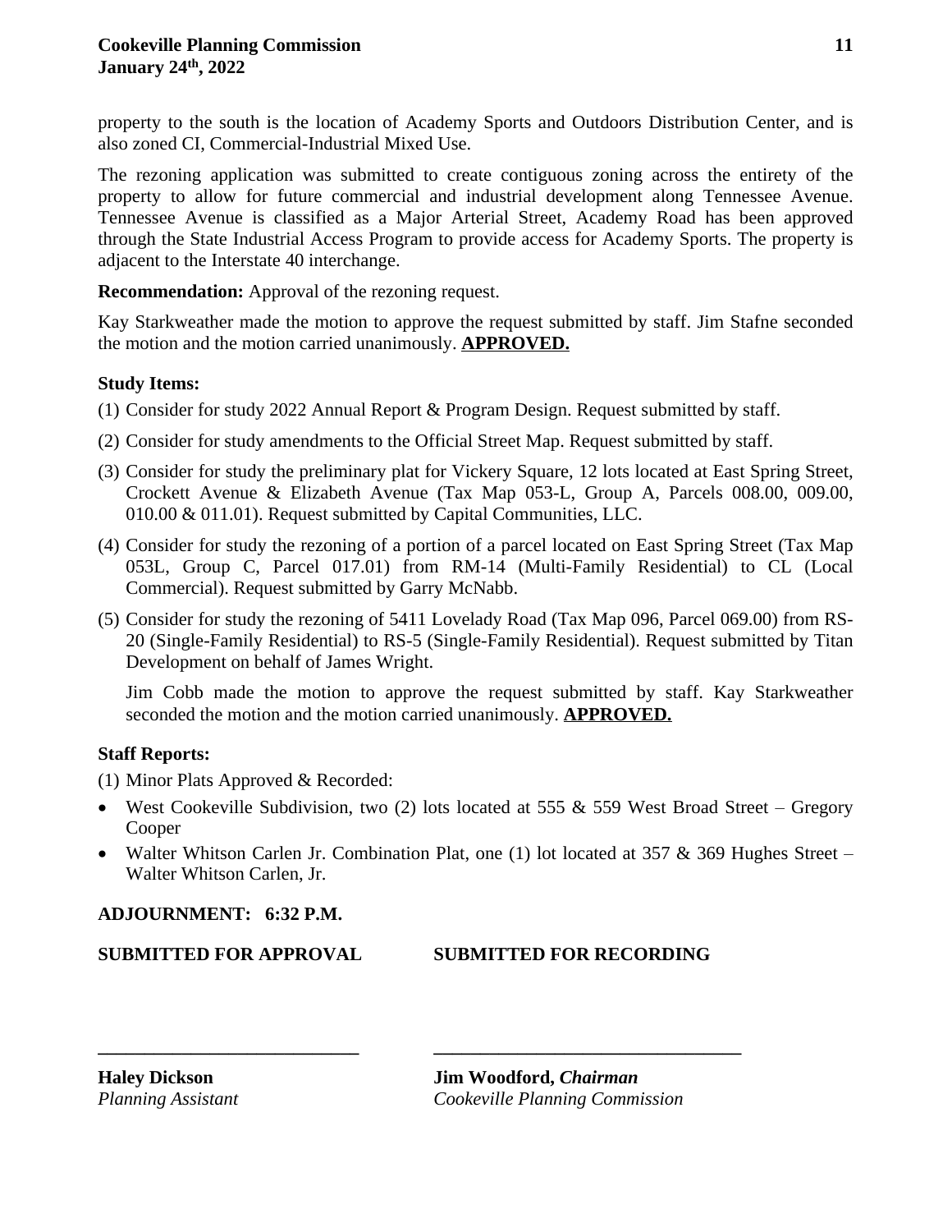property to the south is the location of Academy Sports and Outdoors Distribution Center, and is also zoned CI, Commercial-Industrial Mixed Use.

The rezoning application was submitted to create contiguous zoning across the entirety of the property to allow for future commercial and industrial development along Tennessee Avenue. Tennessee Avenue is classified as a Major Arterial Street, Academy Road has been approved through the State Industrial Access Program to provide access for Academy Sports. The property is adjacent to the Interstate 40 interchange.

**Recommendation:** Approval of the rezoning request.

Kay Starkweather made the motion to approve the request submitted by staff. Jim Stafne seconded the motion and the motion carried unanimously. **APPROVED.**

**Study Items:**

(1) Consider for study 2022 Annual Report & Program Design. Request submitted by staff.

(2) Consider for study amendments to the Official Street Map. Request submitted by staff.

(3) Consider for study the preliminary plat for Vickery Square, 12 lots located at East Spring Street, Crockett Avenue & Elizabeth Avenue (Tax Map 053-L, Group A, Parcels 008.00, 009.00, 010.00 & 011.01). Request submitted by Capital Communities, LLC.

(4) Consider for study the rezoning of a portion of a parcel located on East Spring Street (Tax Map 053L, Group C, Parcel 017.01) from RM-14 (Multi-Family Residential) to CL (Local Commercial). Request submitted by Garry McNabb.

(5) Consider for study the rezoning of 5411 Lovelady Road (Tax Map 096, Parcel 069.00) from RS-20 (Single-Family Residential) to RS-5 (Single-Family Residential). Request submitted by Titan Development on behalf of James Wright.

Jim Cobb made the motion to approve the request submitted by staff. Kay Starkweather seconded the motion and the motion carried unanimously. **APPROVED.**

**Staff Reports:**

(1) Minor Plats Approved & Recorded:

- West Cookeville Subdivision, two (2) lots located at 555 & 559 West Broad Street – Gregory Cooper
- Walter Whitson Carlen Jr. Combination Plat, one (1) lot located at 357 & 369 Hughes Street – Walter Whitson Carlen, Jr.

**ADJOURNMENT: 6:32 P.M.**

**SUBMITTED FOR APPROVAL**

\_\_\_\_\_\_\_\_\_\_\_\_\_\_\_\_\_\_\_\_\_\_\_\_\_\_\_\_\_\_

**Haley Dickson**
*Planning Assistant*

**SUBMITTED FOR RECORDING**

\_\_\_\_\_\_\_\_\_\_\_\_\_\_\_\_\_\_\_\_\_\_\_\_\_\_\_\_\_\_\_\_\_\_\_\_

**Jim Woodford,** ***Chairman***
*Cookeville Planning Commission*